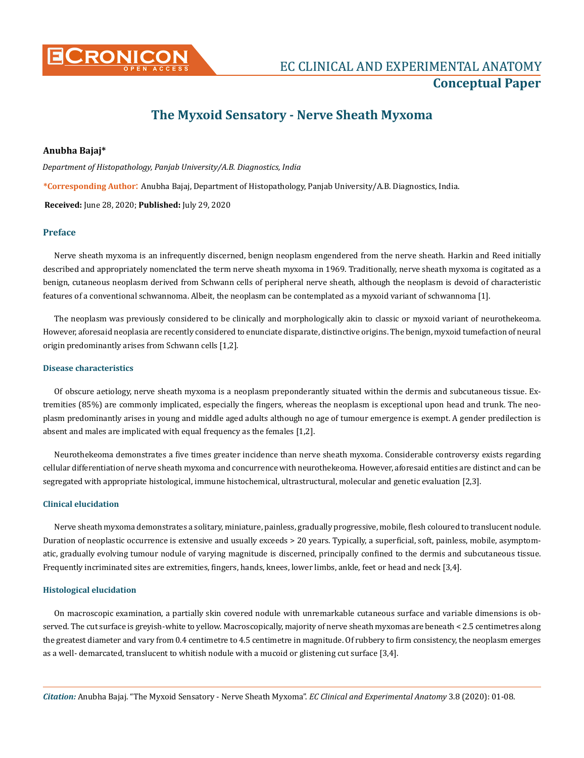# The Myxoid Sensatory - Nerve Sheath Myxoma

**Anubha Bajaj***

*Department of Histopathology, Panjab University/A.B. Diagnostics, India*

***Corresponding Author**: Anubha Bajaj, Department of Histopathology, Panjab University/A.B. Diagnostics, India.

**Received:** June 28, 2020; **Published:** July 29, 2020

## Preface

Nerve sheath myxoma is an infrequently discerned, benign neoplasm engendered from the nerve sheath. Harkin and Reed initially described and appropriately nomenclated the term nerve sheath myxoma in 1969. Traditionally, nerve sheath myxoma is cogitated as a benign, cutaneous neoplasm derived from Schwann cells of peripheral nerve sheath, although the neoplasm is devoid of characteristic features of a conventional schwannoma. Albeit, the neoplasm can be contemplated as a myxoid variant of schwannoma [1].

The neoplasm was previously considered to be clinically and morphologically akin to classic or myxoid variant of neurothekeoma. However, aforesaid neoplasia are recently considered to enunciate disparate, distinctive origins. The benign, myxoid tumefaction of neural origin predominantly arises from Schwann cells [1,2].

### Disease characteristics

Of obscure aetiology, nerve sheath myxoma is a neoplasm preponderantly situated within the dermis and subcutaneous tissue. Extremities (85%) are commonly implicated, especially the fingers, whereas the neoplasm is exceptional upon head and trunk. The neoplasm predominantly arises in young and middle aged adults although no age of tumour emergence is exempt. A gender predilection is absent and males are implicated with equal frequency as the females [1,2].

Neurothekeoma demonstrates a five times greater incidence than nerve sheath myxoma. Considerable controversy exists regarding cellular differentiation of nerve sheath myxoma and concurrence with neurothekeoma. However, aforesaid entities are distinct and can be segregated with appropriate histological, immune histochemical, ultrastructural, molecular and genetic evaluation [2,3].

### Clinical elucidation

Nerve sheath myxoma demonstrates a solitary, miniature, painless, gradually progressive, mobile, flesh coloured to translucent nodule. Duration of neoplastic occurrence is extensive and usually exceeds > 20 years. Typically, a superficial, soft, painless, mobile, asymptomatic, gradually evolving tumour nodule of varying magnitude is discerned, principally confined to the dermis and subcutaneous tissue. Frequently incriminated sites are extremities, fingers, hands, knees, lower limbs, ankle, feet or head and neck [3,4].

### Histological elucidation

On macroscopic examination, a partially skin covered nodule with unremarkable cutaneous surface and variable dimensions is observed. The cut surface is greyish-white to yellow. Macroscopically, majority of nerve sheath myxomas are beneath < 2.5 centimetres along the greatest diameter and vary from 0.4 centimetre to 4.5 centimetre in magnitude. Of rubbery to firm consistency, the neoplasm emerges as a well- demarcated, translucent to whitish nodule with a mucoid or glistening cut surface [3,4].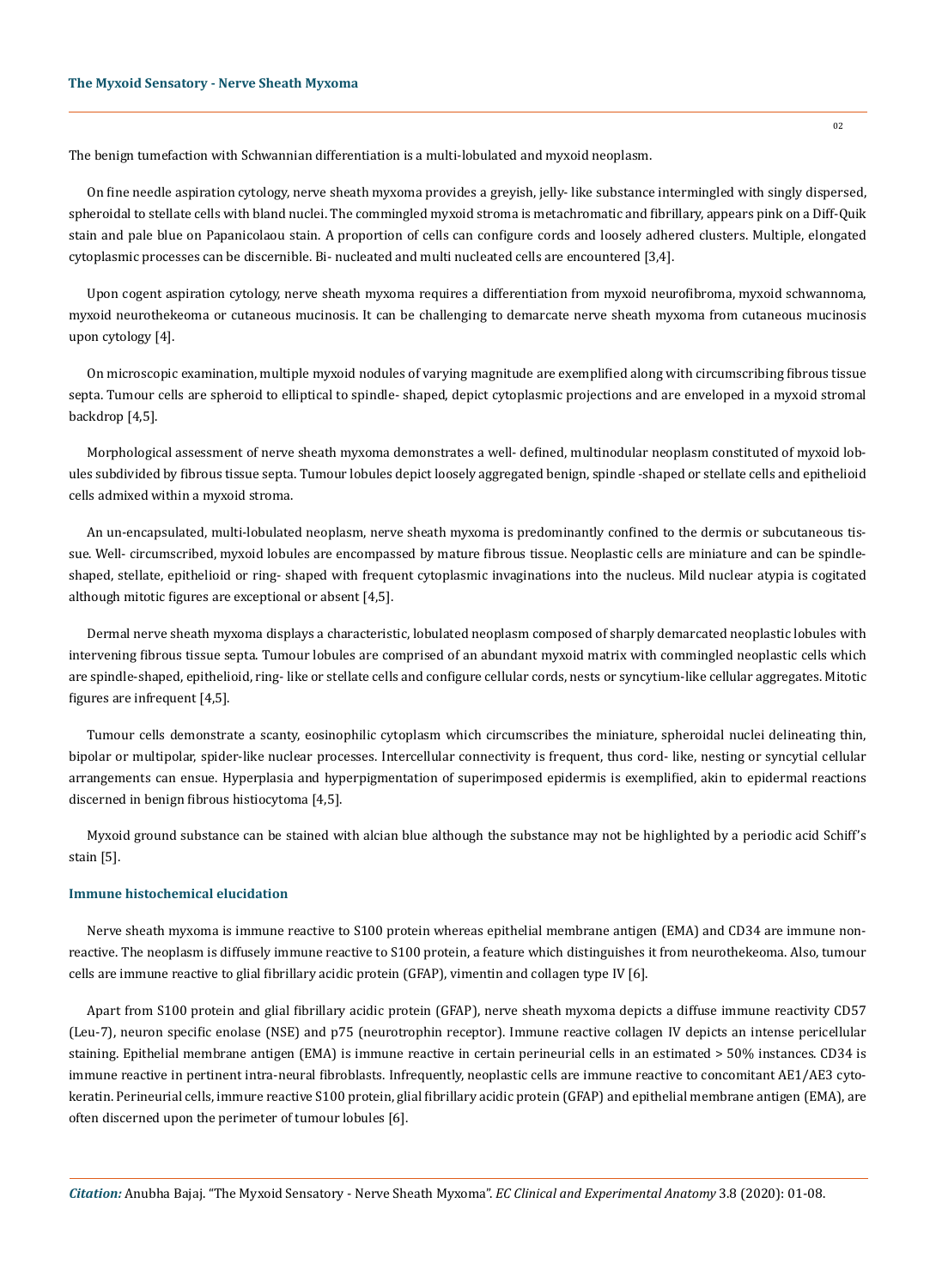The benign tumefaction with Schwannian differentiation is a multi-lobulated and myxoid neoplasm.

On fine needle aspiration cytology, nerve sheath myxoma provides a greyish, jelly- like substance intermingled with singly dispersed, spheroidal to stellate cells with bland nuclei. The commingled myxoid stroma is metachromatic and fibrillary, appears pink on a Diff-Quik stain and pale blue on Papanicolaou stain. A proportion of cells can configure cords and loosely adhered clusters. Multiple, elongated cytoplasmic processes can be discernible. Bi- nucleated and multi nucleated cells are encountered [3,4].

Upon cogent aspiration cytology, nerve sheath myxoma requires a differentiation from myxoid neurofibroma, myxoid schwannoma, myxoid neurothekeoma or cutaneous mucinosis. It can be challenging to demarcate nerve sheath myxoma from cutaneous mucinosis upon cytology [4].

On microscopic examination, multiple myxoid nodules of varying magnitude are exemplified along with circumscribing fibrous tissue septa. Tumour cells are spheroid to elliptical to spindle- shaped, depict cytoplasmic projections and are enveloped in a myxoid stromal backdrop [4,5].

Morphological assessment of nerve sheath myxoma demonstrates a well- defined, multinodular neoplasm constituted of myxoid lobules subdivided by fibrous tissue septa. Tumour lobules depict loosely aggregated benign, spindle -shaped or stellate cells and epithelioid cells admixed within a myxoid stroma.

An un-encapsulated, multi-lobulated neoplasm, nerve sheath myxoma is predominantly confined to the dermis or subcutaneous tissue. Well- circumscribed, myxoid lobules are encompassed by mature fibrous tissue. Neoplastic cells are miniature and can be spindle-shaped, stellate, epithelioid or ring- shaped with frequent cytoplasmic invaginations into the nucleus. Mild nuclear atypia is cogitated although mitotic figures are exceptional or absent [4,5].

Dermal nerve sheath myxoma displays a characteristic, lobulated neoplasm composed of sharply demarcated neoplastic lobules with intervening fibrous tissue septa. Tumour lobules are comprised of an abundant myxoid matrix with commingled neoplastic cells which are spindle-shaped, epithelioid, ring- like or stellate cells and configure cellular cords, nests or syncytium-like cellular aggregates. Mitotic figures are infrequent [4,5].

Tumour cells demonstrate a scanty, eosinophilic cytoplasm which circumscribes the miniature, spheroidal nuclei delineating thin, bipolar or multipolar, spider-like nuclear processes. Intercellular connectivity is frequent, thus cord- like, nesting or syncytial cellular arrangements can ensue. Hyperplasia and hyperpigmentation of superimposed epidermis is exemplified, akin to epidermal reactions discerned in benign fibrous histiocytoma [4,5].

Myxoid ground substance can be stained with alcian blue although the substance may not be highlighted by a periodic acid Schiff's stain [5].

## Immune histochemical elucidation

Nerve sheath myxoma is immune reactive to S100 protein whereas epithelial membrane antigen (EMA) and CD34 are immune non-reactive. The neoplasm is diffusely immune reactive to S100 protein, a feature which distinguishes it from neurothekeoma. Also, tumour cells are immune reactive to glial fibrillary acidic protein (GFAP), vimentin and collagen type IV [6].

Apart from S100 protein and glial fibrillary acidic protein (GFAP), nerve sheath myxoma depicts a diffuse immune reactivity CD57 (Leu-7), neuron specific enolase (NSE) and p75 (neurotrophin receptor). Immune reactive collagen IV depicts an intense pericellular staining. Epithelial membrane antigen (EMA) is immune reactive in certain perineurial cells in an estimated > 50% instances. CD34 is immune reactive in pertinent intra-neural fibroblasts. Infrequently, neoplastic cells are immune reactive to concomitant AE1/AE3 cytokeratin. Perineurial cells, immure reactive S100 protein, glial fibrillary acidic protein (GFAP) and epithelial membrane antigen (EMA), are often discerned upon the perimeter of tumour lobules [6].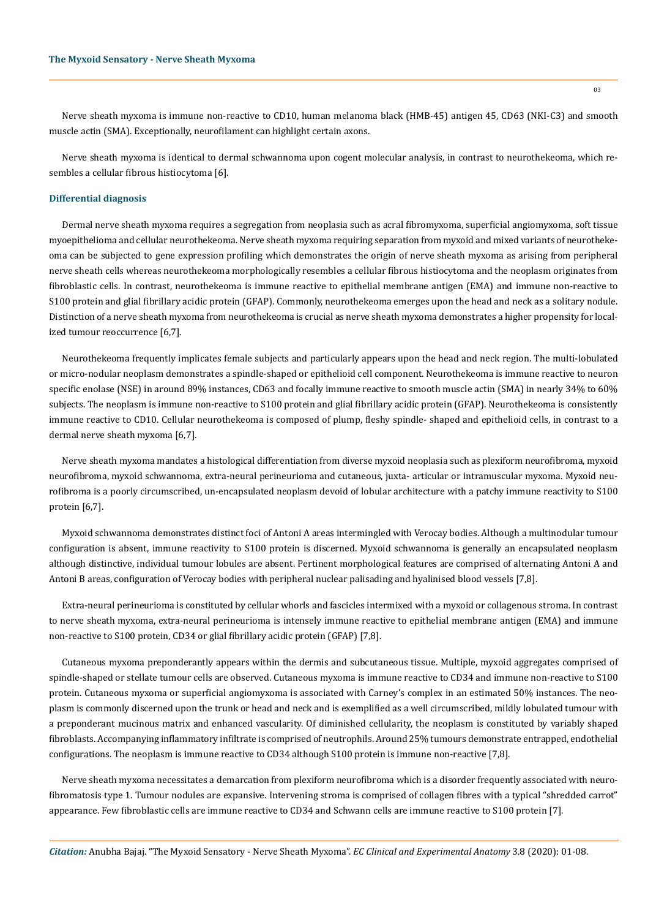Nerve sheath myxoma is immune non-reactive to CD10, human melanoma black (HMB-45) antigen 45, CD63 (NKI-C3) and smooth muscle actin (SMA). Exceptionally, neurofilament can highlight certain axons.

Nerve sheath myxoma is identical to dermal schwannoma upon cogent molecular analysis, in contrast to neurothekeoma, which resembles a cellular fibrous histiocytoma [6].

### Differential diagnosis

Dermal nerve sheath myxoma requires a segregation from neoplasia such as acral fibromyxoma, superficial angiomyxoma, soft tissue myoepithelioma and cellular neurothekeoma. Nerve sheath myxoma requiring separation from myxoid and mixed variants of neurothekeoma can be subjected to gene expression profiling which demonstrates the origin of nerve sheath myxoma as arising from peripheral nerve sheath cells whereas neurothekeoma morphologically resembles a cellular fibrous histiocytoma and the neoplasm originates from fibroblastic cells. In contrast, neurothekeoma is immune reactive to epithelial membrane antigen (EMA) and immune non-reactive to S100 protein and glial fibrillary acidic protein (GFAP). Commonly, neurothekeoma emerges upon the head and neck as a solitary nodule. Distinction of a nerve sheath myxoma from neurothekeoma is crucial as nerve sheath myxoma demonstrates a higher propensity for localized tumour reoccurrence [6,7].

Neurothekeoma frequently implicates female subjects and particularly appears upon the head and neck region. The multi-lobulated or micro-nodular neoplasm demonstrates a spindle-shaped or epithelioid cell component. Neurothekeoma is immune reactive to neuron specific enolase (NSE) in around 89% instances, CD63 and focally immune reactive to smooth muscle actin (SMA) in nearly 34% to 60% subjects. The neoplasm is immune non-reactive to S100 protein and glial fibrillary acidic protein (GFAP). Neurothekeoma is consistently immune reactive to CD10. Cellular neurothekeoma is composed of plump, fleshy spindle- shaped and epithelioid cells, in contrast to a dermal nerve sheath myxoma [6,7].

Nerve sheath myxoma mandates a histological differentiation from diverse myxoid neoplasia such as plexiform neurofibroma, myxoid neurofibroma, myxoid schwannoma, extra-neural perineurioma and cutaneous, juxta- articular or intramuscular myxoma. Myxoid neurofibroma is a poorly circumscribed, un-encapsulated neoplasm devoid of lobular architecture with a patchy immune reactivity to S100 protein [6,7].

Myxoid schwannoma demonstrates distinct foci of Antoni A areas intermingled with Verocay bodies. Although a multinodular tumour configuration is absent, immune reactivity to S100 protein is discerned. Myxoid schwannoma is generally an encapsulated neoplasm although distinctive, individual tumour lobules are absent. Pertinent morphological features are comprised of alternating Antoni A and Antoni B areas, configuration of Verocay bodies with peripheral nuclear palisading and hyalinised blood vessels [7,8].

Extra-neural perineurioma is constituted by cellular whorls and fascicles intermixed with a myxoid or collagenous stroma. In contrast to nerve sheath myxoma, extra-neural perineurioma is intensely immune reactive to epithelial membrane antigen (EMA) and immune non-reactive to S100 protein, CD34 or glial fibrillary acidic protein (GFAP) [7,8].

Cutaneous myxoma preponderantly appears within the dermis and subcutaneous tissue. Multiple, myxoid aggregates comprised of spindle-shaped or stellate tumour cells are observed. Cutaneous myxoma is immune reactive to CD34 and immune non-reactive to S100 protein. Cutaneous myxoma or superficial angiomyxoma is associated with Carney's complex in an estimated 50% instances. The neoplasm is commonly discerned upon the trunk or head and neck and is exemplified as a well circumscribed, mildly lobulated tumour with a preponderant mucinous matrix and enhanced vascularity. Of diminished cellularity, the neoplasm is constituted by variably shaped fibroblasts. Accompanying inflammatory infiltrate is comprised of neutrophils. Around 25% tumours demonstrate entrapped, endothelial configurations. The neoplasm is immune reactive to CD34 although S100 protein is immune non-reactive [7,8].

Nerve sheath myxoma necessitates a demarcation from plexiform neurofibroma which is a disorder frequently associated with neurofibromatosis type 1. Tumour nodules are expansive. Intervening stroma is comprised of collagen fibres with a typical "shredded carrot" appearance. Few fibroblastic cells are immune reactive to CD34 and Schwann cells are immune reactive to S100 protein [7].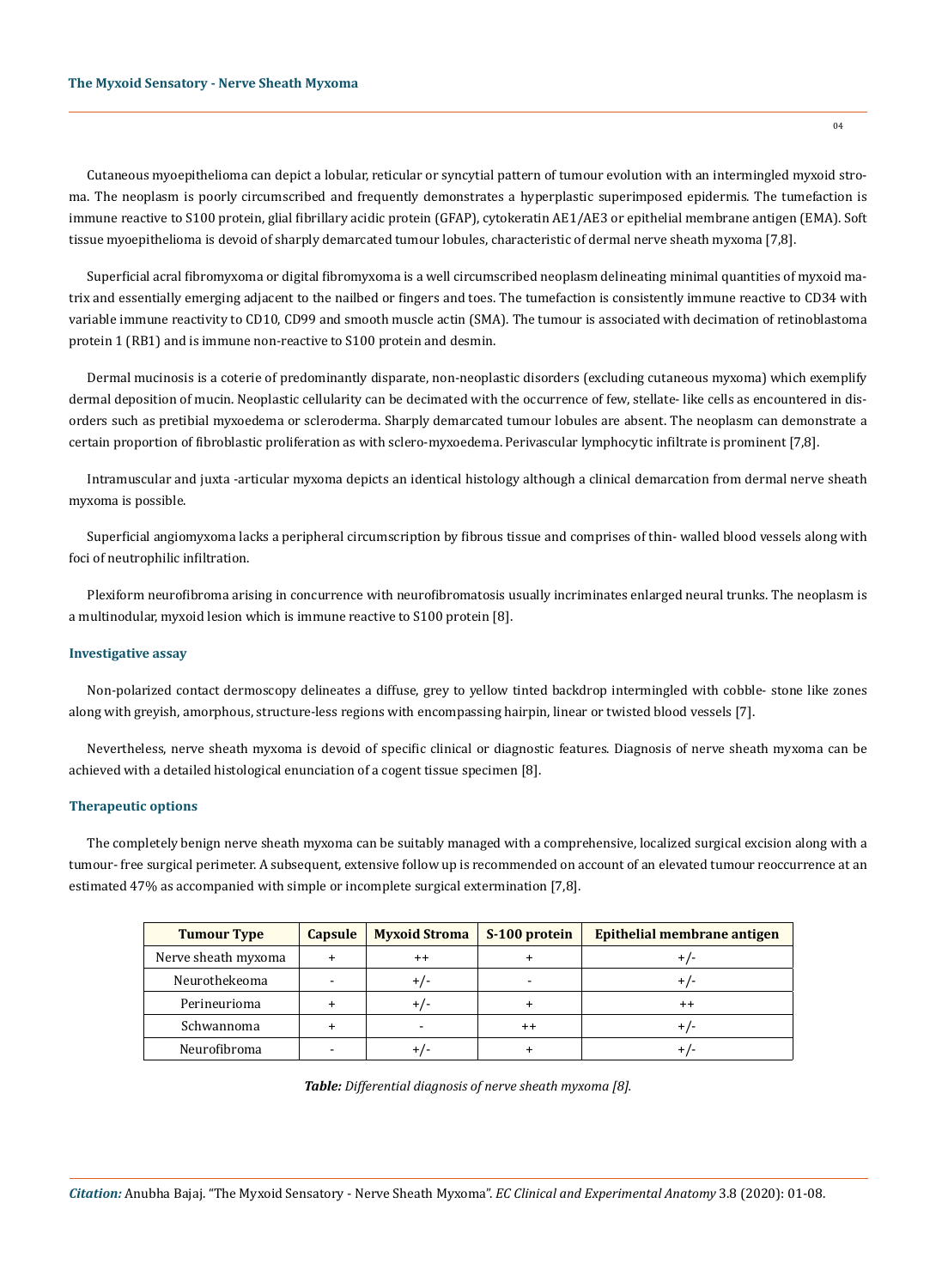Cutaneous myoepithelioma can depict a lobular, reticular or syncytial pattern of tumour evolution with an intermingled myxoid stroma. The neoplasm is poorly circumscribed and frequently demonstrates a hyperplastic superimposed epidermis. The tumefaction is immune reactive to S100 protein, glial fibrillary acidic protein (GFAP), cytokeratin AE1/AE3 or epithelial membrane antigen (EMA). Soft tissue myoepithelioma is devoid of sharply demarcated tumour lobules, characteristic of dermal nerve sheath myxoma [7,8].

Superficial acral fibromyxoma or digital fibromyxoma is a well circumscribed neoplasm delineating minimal quantities of myxoid matrix and essentially emerging adjacent to the nailbed or fingers and toes. The tumefaction is consistently immune reactive to CD34 with variable immune reactivity to CD10, CD99 and smooth muscle actin (SMA). The tumour is associated with decimation of retinoblastoma protein 1 (RB1) and is immune non-reactive to S100 protein and desmin.

Dermal mucinosis is a coterie of predominantly disparate, non-neoplastic disorders (excluding cutaneous myxoma) which exemplify dermal deposition of mucin. Neoplastic cellularity can be decimated with the occurrence of few, stellate- like cells as encountered in disorders such as pretibial myxoedema or scleroderma. Sharply demarcated tumour lobules are absent. The neoplasm can demonstrate a certain proportion of fibroblastic proliferation as with sclero-myxoedema. Perivascular lymphocytic infiltrate is prominent [7,8].

Intramuscular and juxta -articular myxoma depicts an identical histology although a clinical demarcation from dermal nerve sheath myxoma is possible.

Superficial angiomyxoma lacks a peripheral circumscription by fibrous tissue and comprises of thin- walled blood vessels along with foci of neutrophilic infiltration.

Plexiform neurofibroma arising in concurrence with neurofibromatosis usually incriminates enlarged neural trunks. The neoplasm is a multinodular, myxoid lesion which is immune reactive to S100 protein [8].

### Investigative assay

Non-polarized contact dermoscopy delineates a diffuse, grey to yellow tinted backdrop intermingled with cobble- stone like zones along with greyish, amorphous, structure-less regions with encompassing hairpin, linear or twisted blood vessels [7].

Nevertheless, nerve sheath myxoma is devoid of specific clinical or diagnostic features. Diagnosis of nerve sheath myxoma can be achieved with a detailed histological enunciation of a cogent tissue specimen [8].

### Therapeutic options

The completely benign nerve sheath myxoma can be suitably managed with a comprehensive, localized surgical excision along with a tumour- free surgical perimeter. A subsequent, extensive follow up is recommended on account of an elevated tumour reoccurrence at an estimated 47% as accompanied with simple or incomplete surgical extermination [7,8].

| Tumour Type | Capsule | Myxoid Stroma | S-100 protein | Epithelial membrane antigen |
|---|---|---|---|---|
| Nerve sheath myxoma | + | ++ | + | +/- |
| Neurothekeoma | - | +/- | - | +/- |
| Perineurioma | + | +/- | + | ++ |
| Schwannoma | + | - | ++ | +/- |
| Neurofibroma | - | +/- | + | +/- |

***Table:*** *Differential diagnosis of nerve sheath myxoma [8].*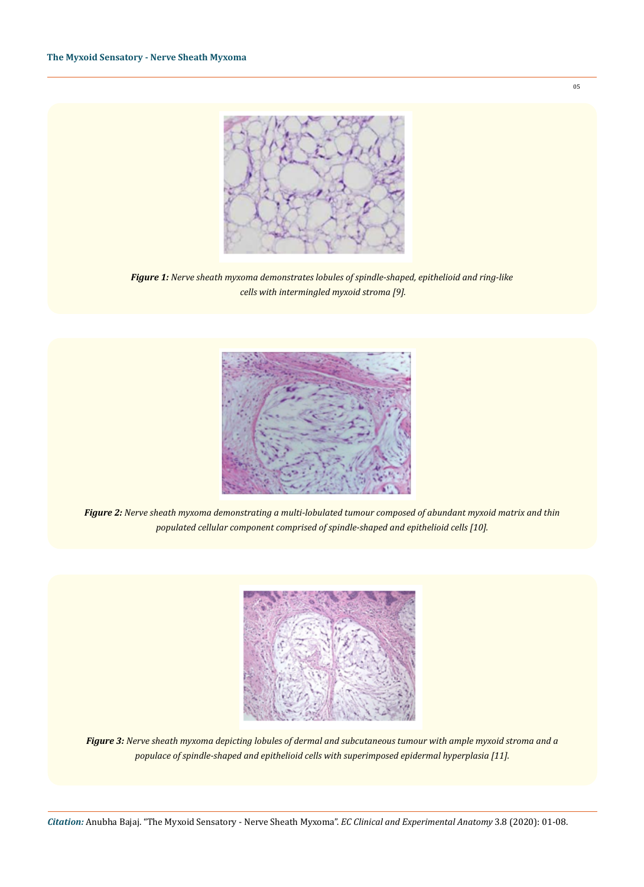*Figure 1: Nerve sheath myxoma demonstrates lobules of spindle-shaped, epithelioid and ring-like cells with intermingled myxoid stroma [9].*

*Figure 2: Nerve sheath myxoma demonstrating a multi-lobulated tumour composed of abundant myxoid matrix and thin populated cellular component comprised of spindle-shaped and epithelioid cells [10].*

*Figure 3: Nerve sheath myxoma depicting lobules of dermal and subcutaneous tumour with ample myxoid stroma and a populace of spindle-shaped and epithelioid cells with superimposed epidermal hyperplasia [11].*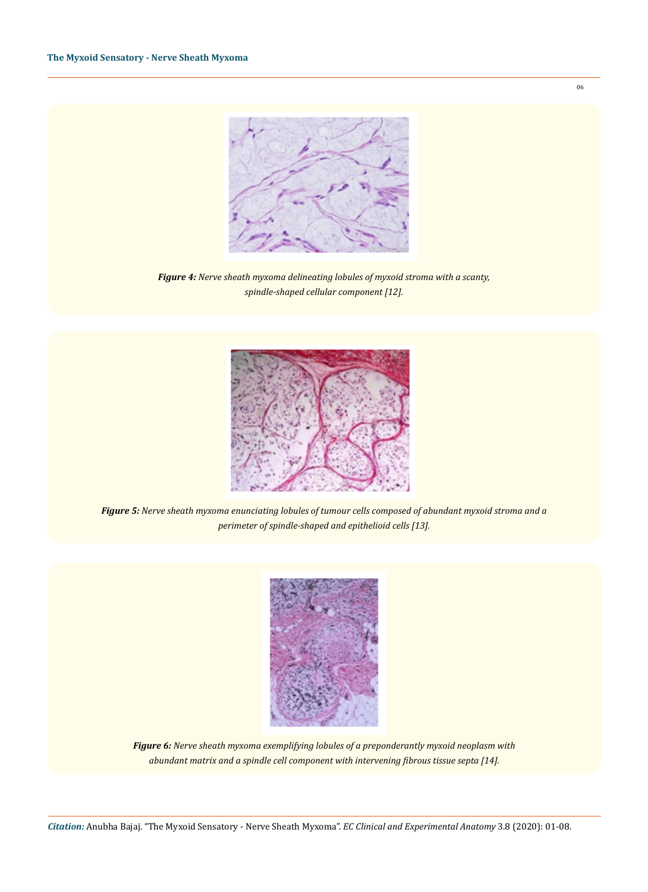*__Figure 4:__ Nerve sheath myxoma delineating lobules of myxoid stroma with a scanty, spindle-shaped cellular component [12].*

*__Figure 5:__ Nerve sheath myxoma enunciating lobules of tumour cells composed of abundant myxoid stroma and a perimeter of spindle-shaped and epithelioid cells [13].*

*__Figure 6:__ Nerve sheath myxoma exemplifying lobules of a preponderantly myxoid neoplasm with abundant matrix and a spindle cell component with intervening fibrous tissue septa [14].*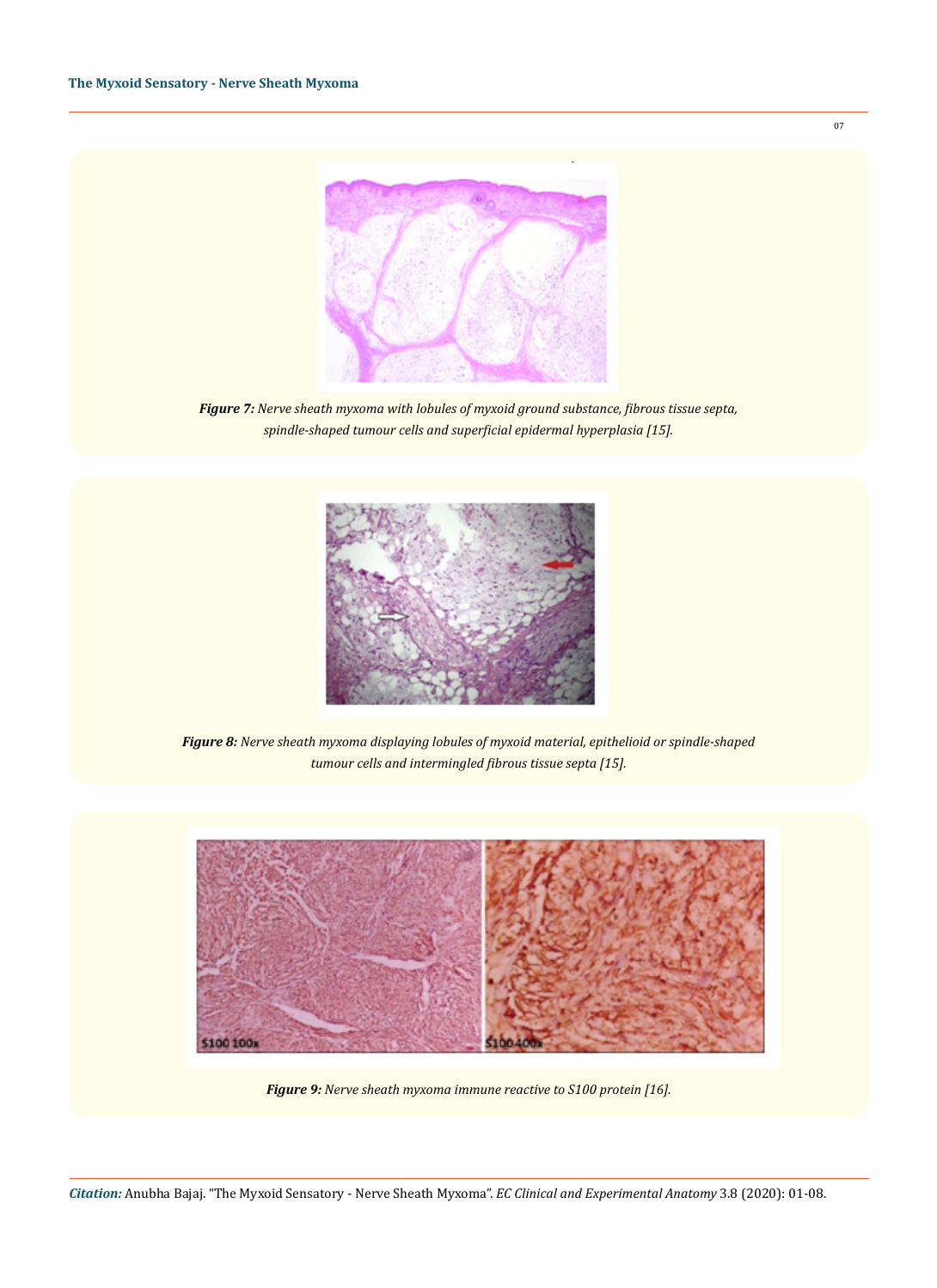*Figure 7: Nerve sheath myxoma with lobules of myxoid ground substance, fibrous tissue septa, spindle-shaped tumour cells and superficial epidermal hyperplasia [15].*

*Figure 8: Nerve sheath myxoma displaying lobules of myxoid material, epithelioid or spindle-shaped tumour cells and intermingled fibrous tissue septa [15].*

*Figure 9: Nerve sheath myxoma immune reactive to S100 protein [16].*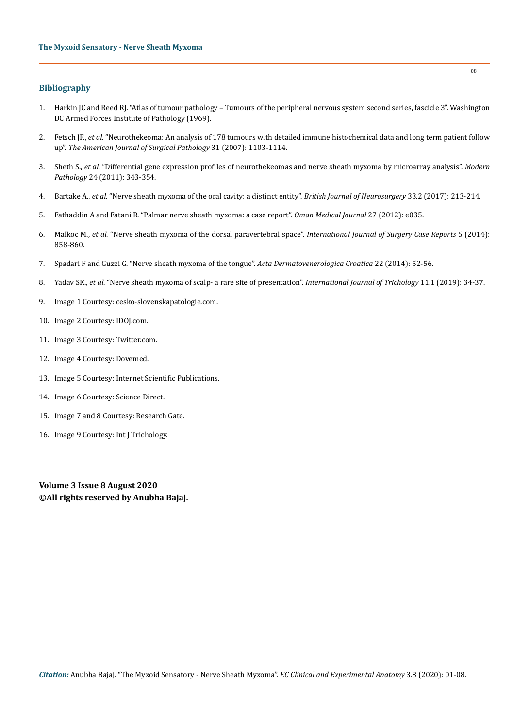## Bibliography

1. Harkin JC and Reed RJ. "Atlas of tumour pathology – Tumours of the peripheral nervous system second series, fascicle 3". Washington DC Armed Forces Institute of Pathology (1969).
2. Fetsch JF., *et al.* "Neurothekeoma: An analysis of 178 tumours with detailed immune histochemical data and long term patient follow up". *The American Journal of Surgical Pathology* 31 (2007): 1103-1114.
3. Sheth S., *et al.* "Differential gene expression profiles of neurothekeomas and nerve sheath myxoma by microarray analysis". *Modern Pathology* 24 (2011): 343-354.
4. Bartake A., *et al.* "Nerve sheath myxoma of the oral cavity: a distinct entity". *British Journal of Neurosurgery* 33.2 (2017): 213-214.
5. Fathaddin A and Fatani R. "Palmar nerve sheath myxoma: a case report". *Oman Medical Journal* 27 (2012): e035.
6. Malkoc M., *et al.* "Nerve sheath myxoma of the dorsal paravertebral space". *International Journal of Surgery Case Reports* 5 (2014): 858-860.
7. Spadari F and Guzzi G. "Nerve sheath myxoma of the tongue". *Acta Dermatovenerologica Croatica* 22 (2014): 52-56.
8. Yadav SK., *et al.* "Nerve sheath myxoma of scalp- a rare site of presentation". *International Journal of Trichology* 11.1 (2019): 34-37.
9. Image 1 Courtesy: cesko-slovenskapatologie.com.
10. Image 2 Courtesy: IDOJ.com.
11. Image 3 Courtesy: Twitter.com.
12. Image 4 Courtesy: Dovemed.
13. Image 5 Courtesy: Internet Scientific Publications.
14. Image 6 Courtesy: Science Direct.
15. Image 7 and 8 Courtesy: Research Gate.
16. Image 9 Courtesy: Int J Trichology.

**Volume 3 Issue 8 August 2020**
**©All rights reserved by Anubha Bajaj.**